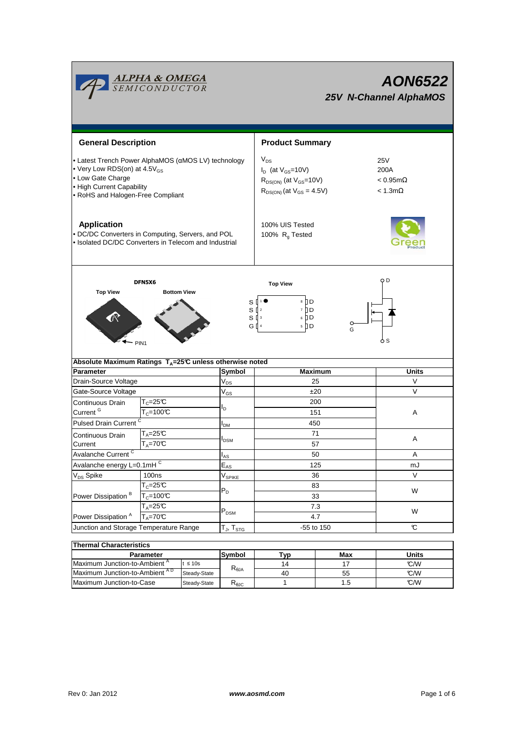# AON6522

## 25V N-Channel AlphaMOS

ALPHA & OMEGA SEMICONDUCTOR

## General Description

- Latest Trench Power AlphaMOS (αMOS LV) technology
- Very Low RDS(on) at 4.5$V_{GS}$
- Low Gate Charge
- High Current Capability
- RoHS and Halogen-Free Compliant

## Product Summary

| | |
|---|---|
| $V_{DS}$ | 25V |
| $I_D$ (at $V_{GS}$=10V) | 200A |
| $R_{DS(ON)}$ (at $V_{GS}$=10V) | < 0.95mΩ |
| $R_{DS(ON)}$ (at $V_{GS}$ = 4.5V) | < 1.3mΩ |

100% UIS Tested
100% $R_g$ Tested

## Application

- DC/DC Converters in Computing, Servers, and POL
- Isolated DC/DC Converters in Telecom and Industrial

DFN5X6

Top View   Bottom View   Top View

PIN1

S 1 ● 8 D
S 2 7 D
S 3 6 D
G 4 5 D

D, G, S

| Absolute Maximum Ratings $T_A$=25°C unless otherwise noted | | | | |
|---|---|---|---|---|
| **Parameter** | | **Symbol** | **Maximum** | **Units** |
| Drain-Source Voltage | | $V_{DS}$ | 25 | V |
| Gate-Source Voltage | | $V_{GS}$ | ±20 | V |
| Continuous Drain Current [G] | $T_C$=25°C | $I_D$ | 200 | A |
| | $T_C$=100°C | | 151 | |
| Pulsed Drain Current [C] | | $I_{DM}$ | 450 | |
| Continuous Drain Current | $T_A$=25°C | $I_{DSM}$ | 71 | A |
| | $T_A$=70°C | | 57 | |
| Avalanche Current [C] | | $I_{AS}$ | 50 | A |
| Avalanche energy L=0.1mH [C] | | $E_{AS}$ | 125 | mJ |
| $V_{DS}$ Spike | 100ns | $V_{SPIKE}$ | 36 | V |
| Power Dissipation [B] | $T_C$=25°C | $P_D$ | 83 | W |
| | $T_C$=100°C | | 33 | |
| Power Dissipation [A] | $T_A$=25°C | $P_{DSM}$ | 7.3 | W |
| | $T_A$=70°C | | 4.7 | |
| Junction and Storage Temperature Range | | $T_J$, $T_{STG}$ | -55 to 150 | °C |

| Thermal Characteristics | | | | | |
|---|---|---|---|---|---|
| **Parameter** | | **Symbol** | **Typ** | **Max** | **Units** |
| Maximum Junction-to-Ambient [A] | t ≤ 10s | $R_{\theta JA}$ | 14 | 17 | °C/W |
| Maximum Junction-to-Ambient [A D] | Steady-State | | 40 | 55 | °C/W |
| Maximum Junction-to-Case | Steady-State | $R_{\theta JC}$ | 1 | 1.5 | °C/W |

Rev 0: Jan 2012 www.aosmd.com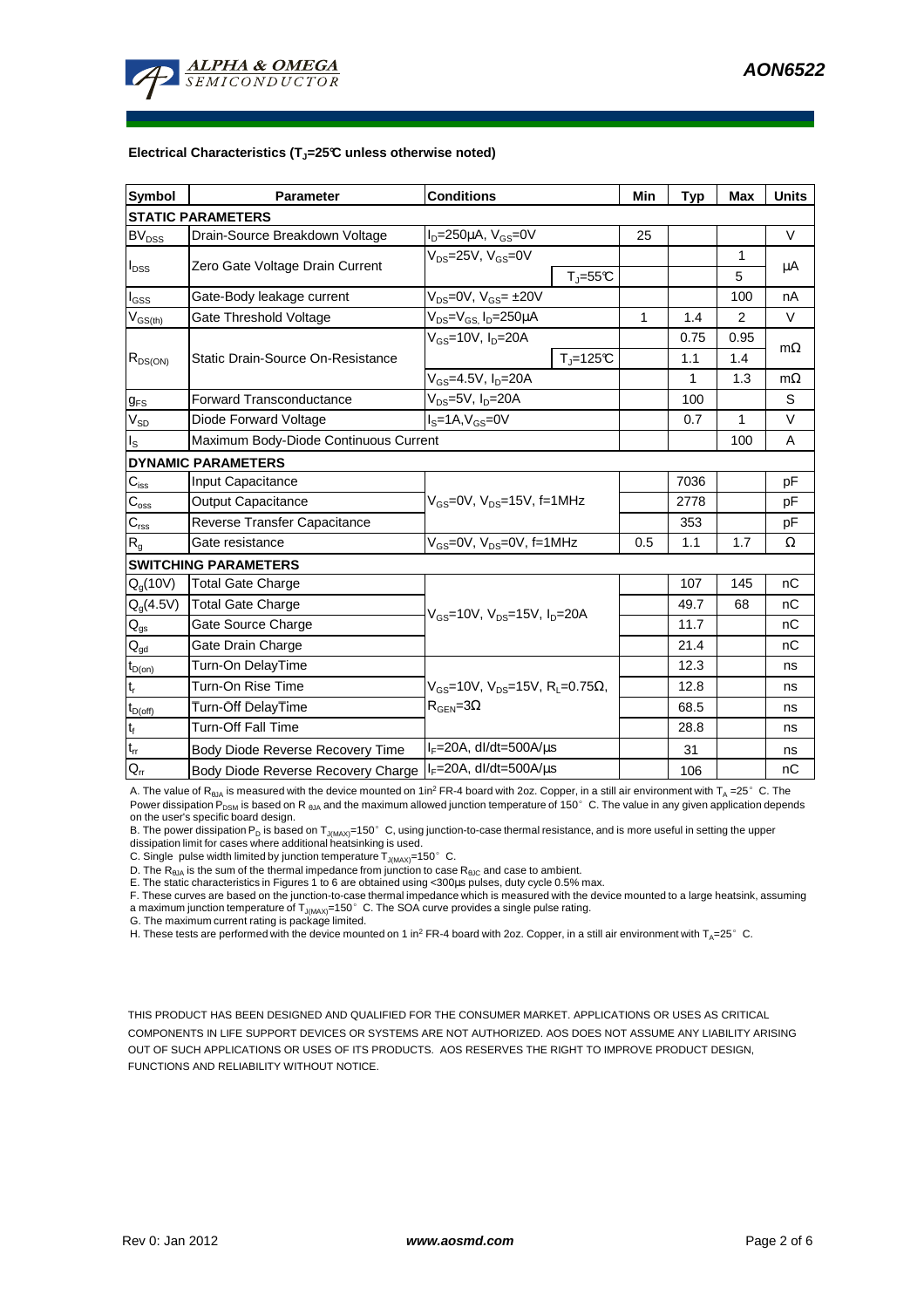**Electrical Characteristics ($T_J$=25°C unless otherwise noted)**

| Symbol | Parameter | Conditions | | Min | Typ | Max | Units |
|---|---|---|---|---|---|---|---|
| **STATIC PARAMETERS** | | | | | | | |
| $BV_{DSS}$ | Drain-Source Breakdown Voltage | $I_D$=250µA, $V_{GS}$=0V | | 25 | | | V |
| $I_{DSS}$ | Zero Gate Voltage Drain Current | $V_{DS}$=25V, $V_{GS}$=0V | | | | 1 | µA |
| | | | $T_J$=55°C | | | 5 | |
| $I_{GSS}$ | Gate-Body leakage current | $V_{DS}$=0V, $V_{GS}$= ±20V | | | | 100 | nA |
| $V_{GS(th)}$ | Gate Threshold Voltage | $V_{DS}$=$V_{GS}$, $I_D$=250µA | | 1 | 1.4 | 2 | V |
| $R_{DS(ON)}$ | Static Drain-Source On-Resistance | $V_{GS}$=10V, $I_D$=20A | | | 0.75 | 0.95 | mΩ |
| | | | $T_J$=125°C | | 1.1 | 1.4 | |
| | | $V_{GS}$=4.5V, $I_D$=20A | | | 1 | 1.3 | mΩ |
| $g_{FS}$ | Forward Transconductance | $V_{DS}$=5V, $I_D$=20A | | | 100 | | S |
| $V_{SD}$ | Diode Forward Voltage | $I_S$=1A, $V_{GS}$=0V | | | 0.7 | 1 | V |
| $I_S$ | Maximum Body-Diode Continuous Current | | | | | 100 | A |
| **DYNAMIC PARAMETERS** | | | | | | | |
| $C_{iss}$ | Input Capacitance | $V_{GS}$=0V, $V_{DS}$=15V, f=1MHz | | | 7036 | | pF |
| $C_{oss}$ | Output Capacitance | | | | 2778 | | pF |
| $C_{rss}$ | Reverse Transfer Capacitance | | | | 353 | | pF |
| $R_g$ | Gate resistance | $V_{GS}$=0V, $V_{DS}$=0V, f=1MHz | | 0.5 | 1.1 | 1.7 | Ω |
| **SWITCHING PARAMETERS** | | | | | | | |
| $Q_g$(10V) | Total Gate Charge | $V_{GS}$=10V, $V_{DS}$=15V, $I_D$=20A | | | 107 | 145 | nC |
| $Q_g$(4.5V) | Total Gate Charge | | | | 49.7 | 68 | nC |
| $Q_{gs}$ | Gate Source Charge | | | | 11.7 | | nC |
| $Q_{gd}$ | Gate Drain Charge | | | | 21.4 | | nC |
| $t_{D(on)}$ | Turn-On DelayTime | $V_{GS}$=10V, $V_{DS}$=15V, $R_L$=0.75Ω, $R_{GEN}$=3Ω | | | 12.3 | | ns |
| $t_r$ | Turn-On Rise Time | | | | 12.8 | | ns |
| $t_{D(off)}$ | Turn-Off DelayTime | | | | 68.5 | | ns |
| $t_f$ | Turn-Off Fall Time | | | | 28.8 | | ns |
| $t_{rr}$ | Body Diode Reverse Recovery Time | $I_F$=20A, dI/dt=500A/µs | | | 31 | | ns |
| $Q_{rr}$ | Body Diode Reverse Recovery Charge | $I_F$=20A, dI/dt=500A/µs | | | 106 | | nC |

A. The value of $R_{\theta JA}$ is measured with the device mounted on 1in² FR-4 board with 2oz. Copper, in a still air environment with $T_A$ =25° C. The Power dissipation $P_{DSM}$ is based on $R_{\theta JA}$ and the maximum allowed junction temperature of 150° C. The value in any given application depends on the user's specific board design.

B. The power dissipation $P_D$ is based on $T_{J(MAX)}$=150° C, using junction-to-case thermal resistance, and is more useful in setting the upper dissipation limit for cases where additional heatsinking is used.

C. Single pulse width limited by junction temperature $T_{J(MAX)}$=150° C.

D. The $R_{\theta JA}$ is the sum of the thermal impedance from junction to case $R_{\theta JC}$ and case to ambient.

E. The static characteristics in Figures 1 to 6 are obtained using <300µs pulses, duty cycle 0.5% max.

F. These curves are based on the junction-to-case thermal impedance which is measured with the device mounted to a large heatsink, assuming a maximum junction temperature of $T_{J(MAX)}$=150° C. The SOA curve provides a single pulse rating.

G. The maximum current rating is package limited.

H. These tests are performed with the device mounted on 1 in² FR-4 board with 2oz. Copper, in a still air environment with $T_A$=25° C.

THIS PRODUCT HAS BEEN DESIGNED AND QUALIFIED FOR THE CONSUMER MARKET. APPLICATIONS OR USES AS CRITICAL COMPONENTS IN LIFE SUPPORT DEVICES OR SYSTEMS ARE NOT AUTHORIZED. AOS DOES NOT ASSUME ANY LIABILITY ARISING OUT OF SUCH APPLICATIONS OR USES OF ITS PRODUCTS. AOS RESERVES THE RIGHT TO IMPROVE PRODUCT DESIGN, FUNCTIONS AND RELIABILITY WITHOUT NOTICE.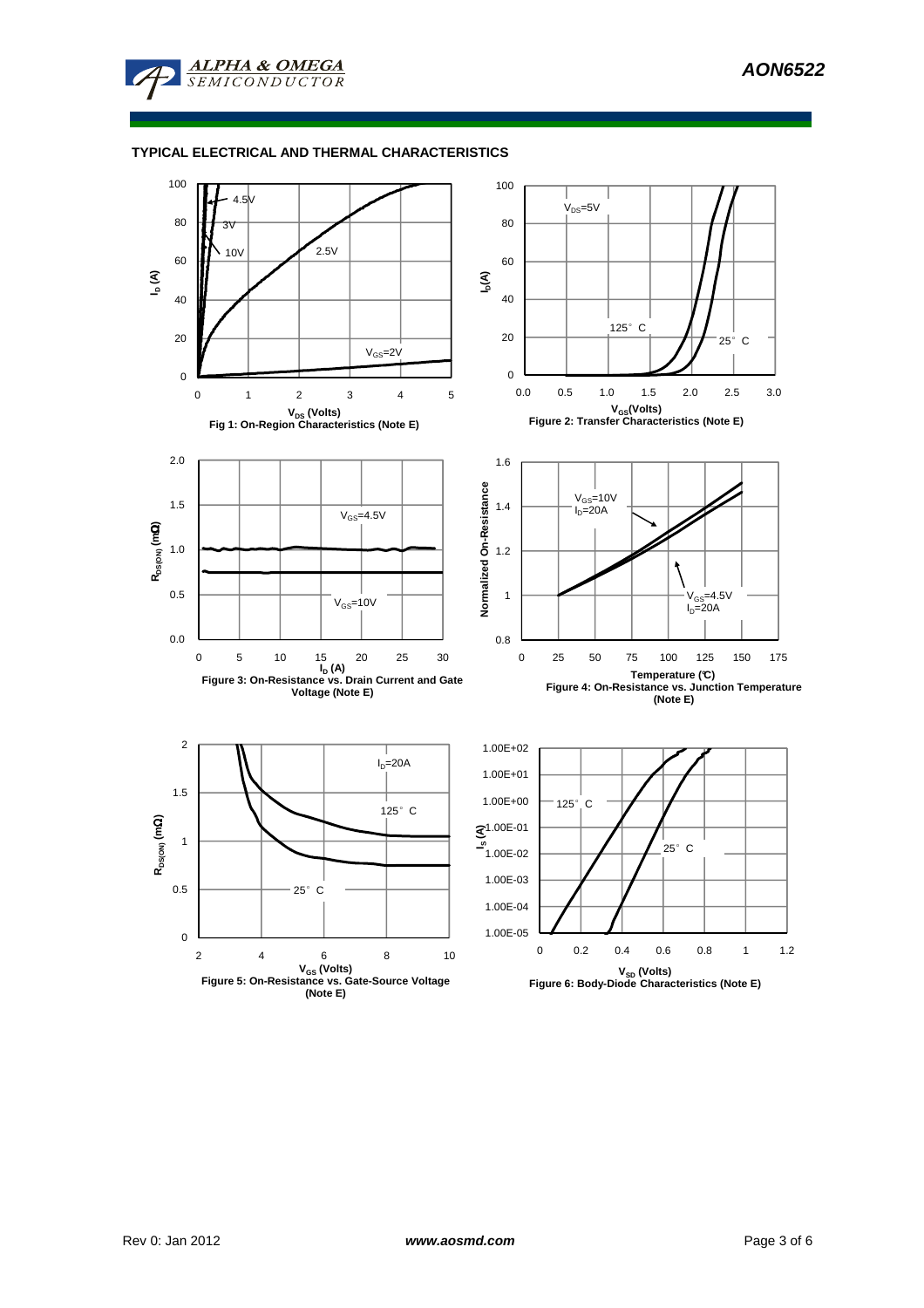## TYPICAL ELECTRICAL AND THERMAL CHARACTERISTICS

Fig 1: On-Region Characteristics (Note E)

Figure 2: Transfer Characteristics (Note E)

Figure 3: On-Resistance vs. Drain Current and Gate Voltage (Note E)

Figure 4: On-Resistance vs. Junction Temperature (Note E)

Figure 5: On-Resistance vs. Gate-Source Voltage (Note E)

Figure 6: Body-Diode Characteristics (Note E)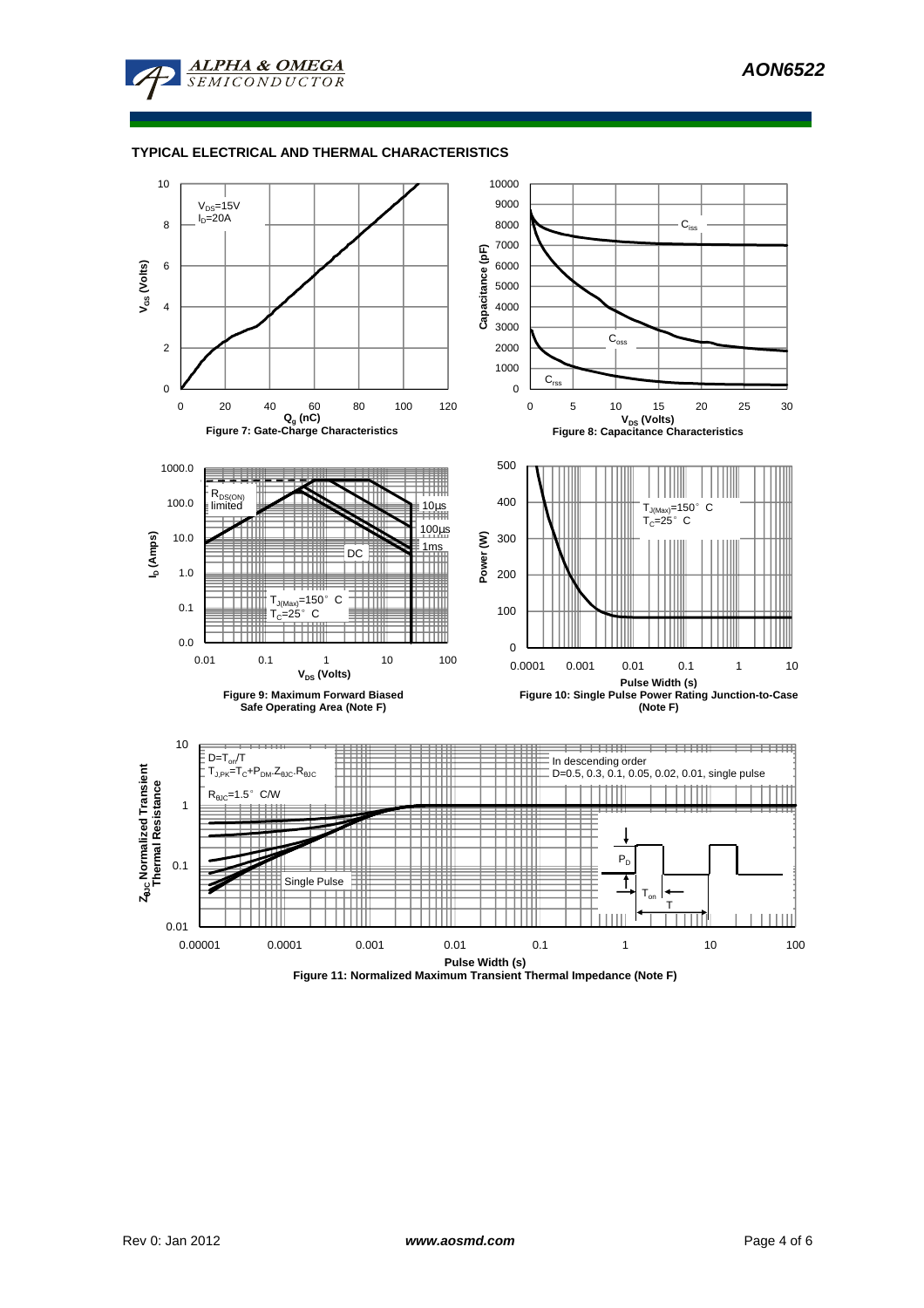## TYPICAL ELECTRICAL AND THERMAL CHARACTERISTICS

$V_{DS}$=15V
$I_D$=20A

$V_{GS}$ (Volts)

$Q_g$ (nC)

Figure 7: Gate-Charge Characteristics

$C_{iss}$

$C_{oss}$

$C_{rss}$

Capacitance (pF)

$V_{DS}$ (Volts)

Figure 8: Capacitance Characteristics

$R_{DS(ON)}$ limited

10µs

100µs

1ms

DC

$T_{J(Max)}$=150° C
$T_C$=25° C

$I_D$ (Amps)

$V_{DS}$ (Volts)

Figure 9: Maximum Forward Biased Safe Operating Area (Note F)

$T_{J(Max)}$=150° C
$T_C$=25° C

Power (W)

Pulse Width (s)

Figure 10: Single Pulse Power Rating Junction-to-Case (Note F)

$D=T_{on}/T$
$T_{J,PK}=T_C+P_{DM}.Z_{\theta JC}.R_{\theta JC}$

$R_{\theta JC}$=1.5° C/W

In descending order
D=0.5, 0.3, 0.1, 0.05, 0.02, 0.01, single pulse

Single Pulse

$P_D$

$T_{on}$

T

$Z_{\theta JC}$ Normalized Transient Thermal Resistance

Pulse Width (s)

Figure 11: Normalized Maximum Transient Thermal Impedance (Note F)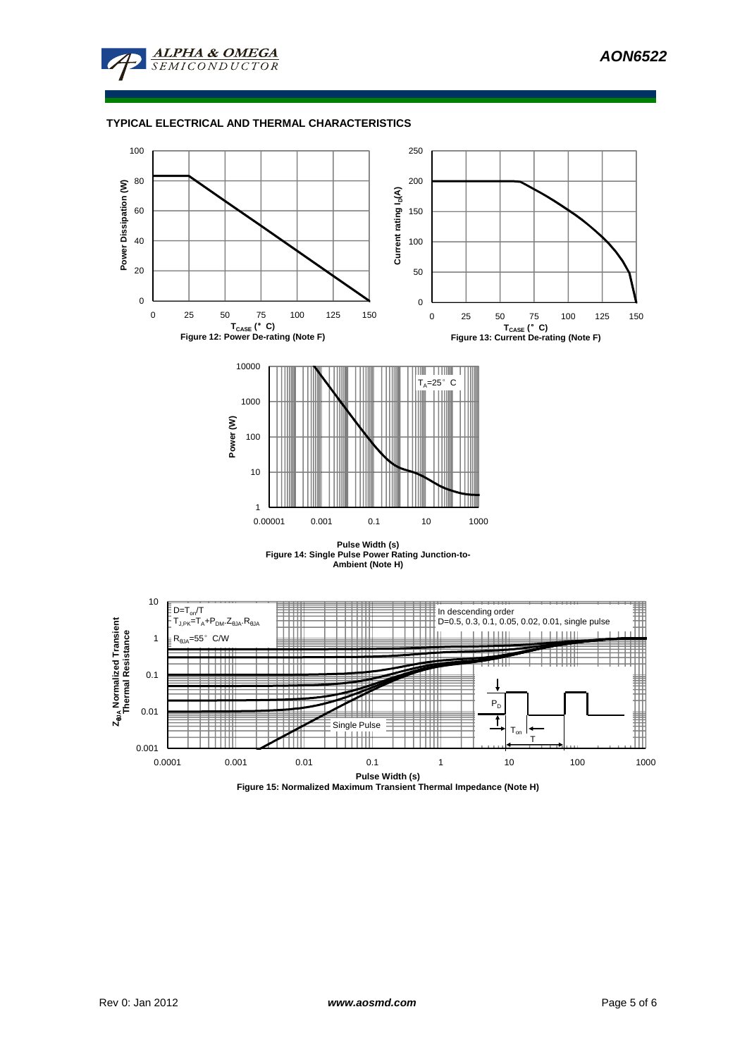## TYPICAL ELECTRICAL AND THERMAL CHARACTERISTICS

Power Dissipation (W)

$T_{CASE}$ (°C)

**Figure 12: Power De-rating (Note F)**

Current rating $I_D$(A)

$T_{CASE}$ (°C)

**Figure 13: Current De-rating (Note F)**

$T_A$=25°C

Power (W)

Pulse Width (s)

**Figure 14: Single Pulse Power Rating Junction-to-Ambient (Note H)**

D=$T_{on}$/T

$T_{J,PK}=T_A+P_{DM}.Z_{\theta JA}.R_{\theta JA}$

$R_{\theta JA}$=55°C/W

In descending order

D=0.5, 0.3, 0.1, 0.05, 0.02, 0.01, single pulse

Single Pulse

$P_D$

$T_{on}$

T

$Z_{\theta JA}$ Normalized Transient Thermal Resistance

Pulse Width (s)

**Figure 15: Normalized Maximum Transient Thermal Impedance (Note H)**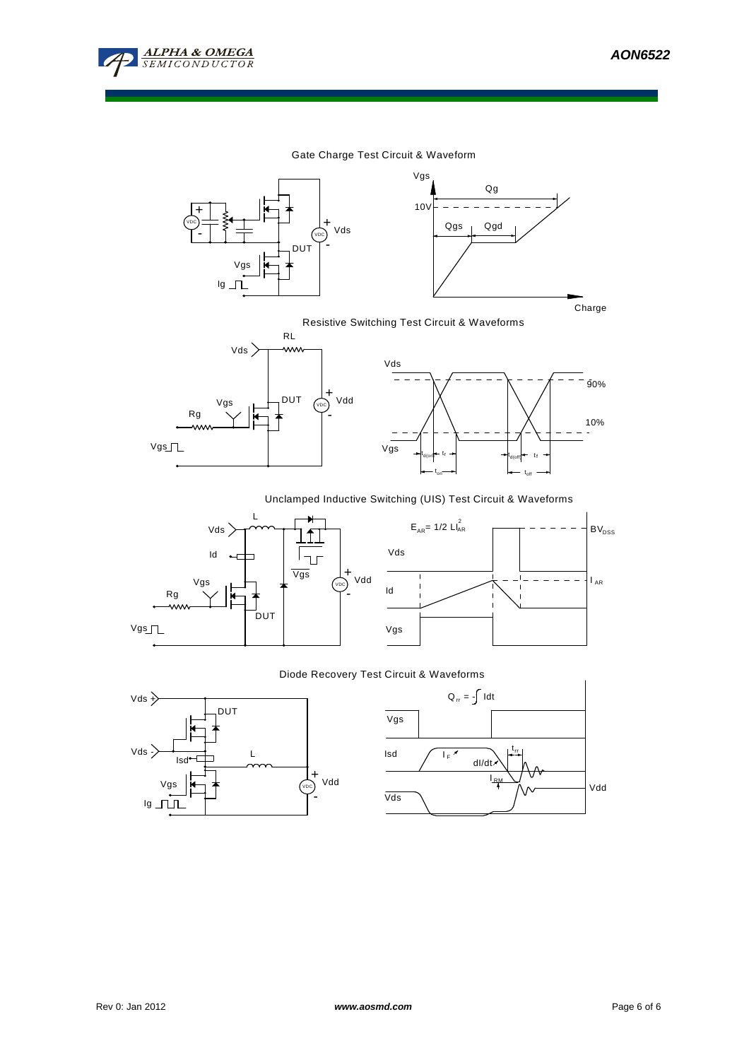## Gate Charge Test Circuit & Waveform

+
VDC
-
+
VDC
Vds
-
DUT
Vgs
Ig

Vgs
Qg
10V
Qgs
Qgd
Charge

## Resistive Switching Test Circuit & Waveforms

RL
Vds
Vgs
DUT
Rg
+
VDC
Vdd
-
Vgs

Vds
90%
10%
Vgs
$t_{d(on)}$
$t_r$
$t_{on}$
$t_{d(off)}$
$t_f$
$t_{off}$

## Unclamped Inductive Switching (UIS) Test Circuit & Waveforms

L
Vds
Id
Vgs
Vgs
Rg
DUT
+
VDC
Vdd
-
Vgs

$E_{AR} = 1/2\ LI_{AR}^2$
$BV_{DSS}$
Vds
Id
$I_{AR}$
Vgs

## Diode Recovery Test Circuit & Waveforms

Vds +
DUT
Vds -
Isd
L
+
VDC
Vdd
-
Vgs
Ig

$Q_{rr} = -\int Idt$
Vgs
Isd
$I_F$
dI/dt
$t_{rr}$
$I_{RM}$
Vdd
Vds